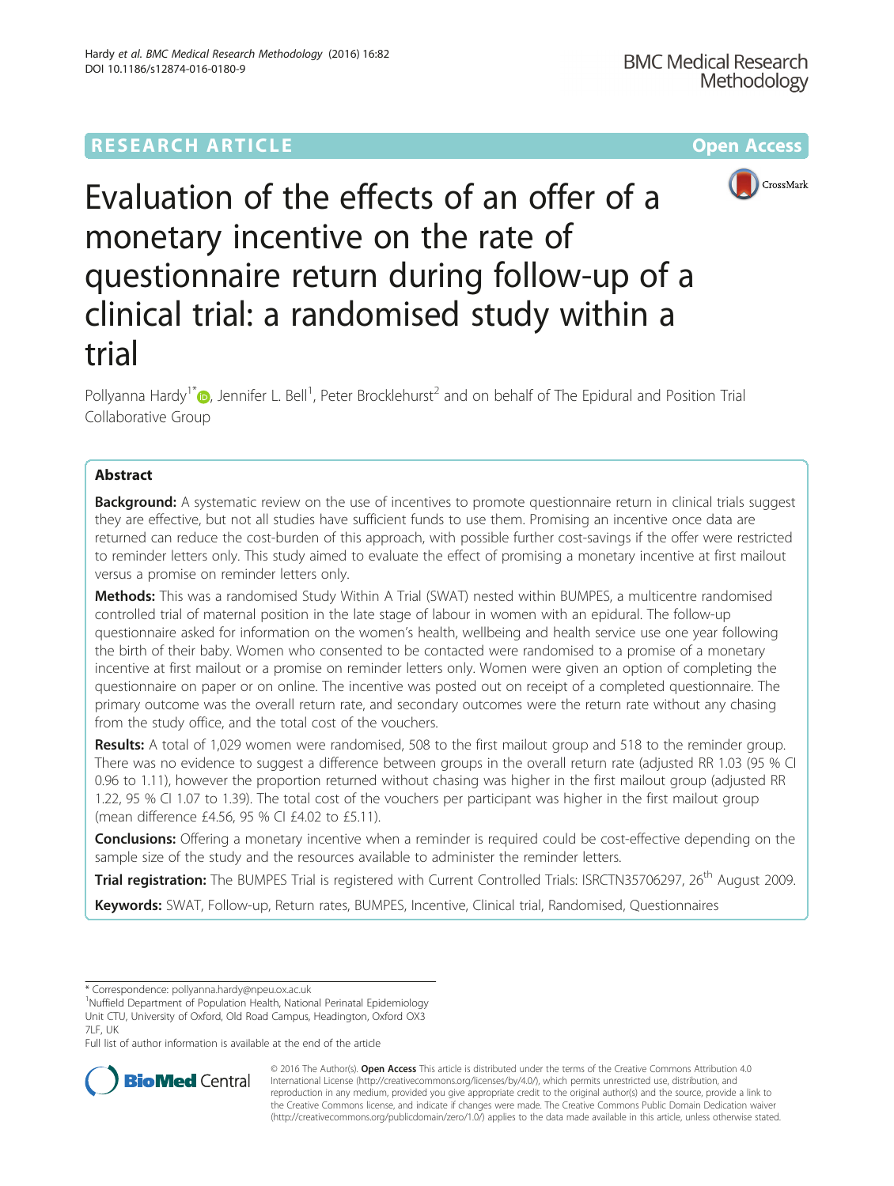RESEARCH ARTICLE

Open Access

# Evaluation of the effects of an offer of a monetary incentive on the rate of questionnaire return during follow-up of a clinical trial: a randomised study within a trial

Pollyanna Hardy[1*], Jennifer L. Bell[1], Peter Brocklehurst[2] and on behalf of The Epidural and Position Trial Collaborative Group

## Abstract

**Background:** A systematic review on the use of incentives to promote questionnaire return in clinical trials suggest they are effective, but not all studies have sufficient funds to use them. Promising an incentive once data are returned can reduce the cost-burden of this approach, with possible further cost-savings if the offer were restricted to reminder letters only. This study aimed to evaluate the effect of promising a monetary incentive at first mailout versus a promise on reminder letters only.

**Methods:** This was a randomised Study Within A Trial (SWAT) nested within BUMPES, a multicentre randomised controlled trial of maternal position in the late stage of labour in women with an epidural. The follow-up questionnaire asked for information on the women's health, wellbeing and health service use one year following the birth of their baby. Women who consented to be contacted were randomised to a promise of a monetary incentive at first mailout or a promise on reminder letters only. Women were given an option of completing the questionnaire on paper or on online. The incentive was posted out on receipt of a completed questionnaire. The primary outcome was the overall return rate, and secondary outcomes were the return rate without any chasing from the study office, and the total cost of the vouchers.

**Results:** A total of 1,029 women were randomised, 508 to the first mailout group and 518 to the reminder group. There was no evidence to suggest a difference between groups in the overall return rate (adjusted RR 1.03 (95 % CI 0.96 to 1.11), however the proportion returned without chasing was higher in the first mailout group (adjusted RR 1.22, 95 % CI 1.07 to 1.39). The total cost of the vouchers per participant was higher in the first mailout group (mean difference £4.56, 95 % CI £4.02 to £5.11).

**Conclusions:** Offering a monetary incentive when a reminder is required could be cost-effective depending on the sample size of the study and the resources available to administer the reminder letters.

**Trial registration:** The BUMPES Trial is registered with Current Controlled Trials: ISRCTN35706297, 26th August 2009.

**Keywords:** SWAT, Follow-up, Return rates, BUMPES, Incentive, Clinical trial, Randomised, Questionnaires

---

\* Correspondence: pollyanna.hardy@npeu.ox.ac.uk

[1]Nuffield Department of Population Health, National Perinatal Epidemiology Unit CTU, University of Oxford, Old Road Campus, Headington, Oxford OX3 7LF, UK

Full list of author information is available at the end of the article

© 2016 The Author(s). **Open Access** This article is distributed under the terms of the Creative Commons Attribution 4.0 International License (http://creativecommons.org/licenses/by/4.0/), which permits unrestricted use, distribution, and reproduction in any medium, provided you give appropriate credit to the original author(s) and the source, provide a link to the Creative Commons license, and indicate if changes were made. The Creative Commons Public Domain Dedication waiver (http://creativecommons.org/publicdomain/zero/1.0/) applies to the data made available in this article, unless otherwise stated.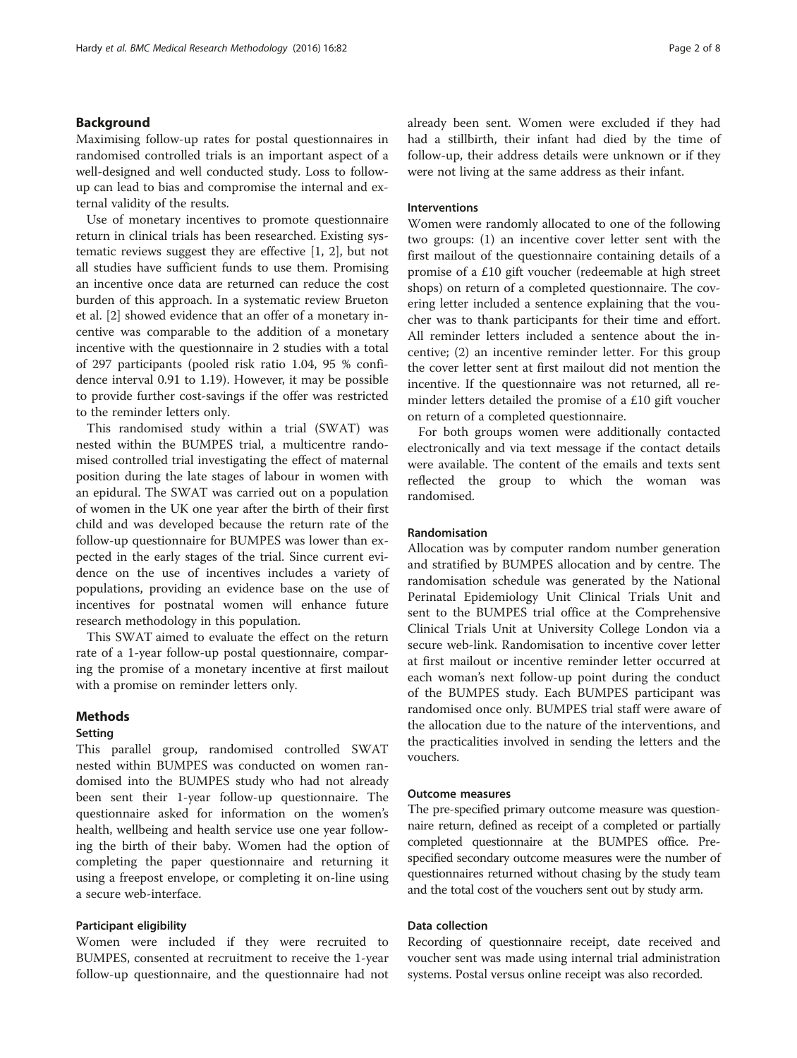## Background

Maximising follow-up rates for postal questionnaires in randomised controlled trials is an important aspect of a well-designed and well conducted study. Loss to follow-up can lead to bias and compromise the internal and external validity of the results.

Use of monetary incentives to promote questionnaire return in clinical trials has been researched. Existing systematic reviews suggest they are effective [1, 2], but not all studies have sufficient funds to use them. Promising an incentive once data are returned can reduce the cost burden of this approach. In a systematic review Brueton et al. [2] showed evidence that an offer of a monetary incentive was comparable to the addition of a monetary incentive with the questionnaire in 2 studies with a total of 297 participants (pooled risk ratio 1.04, 95 % confidence interval 0.91 to 1.19). However, it may be possible to provide further cost-savings if the offer was restricted to the reminder letters only.

This randomised study within a trial (SWAT) was nested within the BUMPES trial, a multicentre randomised controlled trial investigating the effect of maternal position during the late stages of labour in women with an epidural. The SWAT was carried out on a population of women in the UK one year after the birth of their first child and was developed because the return rate of the follow-up questionnaire for BUMPES was lower than expected in the early stages of the trial. Since current evidence on the use of incentives includes a variety of populations, providing an evidence base on the use of incentives for postnatal women will enhance future research methodology in this population.

This SWAT aimed to evaluate the effect on the return rate of a 1-year follow-up postal questionnaire, comparing the promise of a monetary incentive at first mailout with a promise on reminder letters only.

## Methods

### Setting

This parallel group, randomised controlled SWAT nested within BUMPES was conducted on women randomised into the BUMPES study who had not already been sent their 1-year follow-up questionnaire. The questionnaire asked for information on the women's health, wellbeing and health service use one year following the birth of their baby. Women had the option of completing the paper questionnaire and returning it using a freepost envelope, or completing it on-line using a secure web-interface.

### Participant eligibility

Women were included if they were recruited to BUMPES, consented at recruitment to receive the 1-year follow-up questionnaire, and the questionnaire had not already been sent. Women were excluded if they had had a stillbirth, their infant had died by the time of follow-up, their address details were unknown or if they were not living at the same address as their infant.

### Interventions

Women were randomly allocated to one of the following two groups: (1) an incentive cover letter sent with the first mailout of the questionnaire containing details of a promise of a £10 gift voucher (redeemable at high street shops) on return of a completed questionnaire. The covering letter included a sentence explaining that the voucher was to thank participants for their time and effort. All reminder letters included a sentence about the incentive; (2) an incentive reminder letter. For this group the cover letter sent at first mailout did not mention the incentive. If the questionnaire was not returned, all reminder letters detailed the promise of a £10 gift voucher on return of a completed questionnaire.

For both groups women were additionally contacted electronically and via text message if the contact details were available. The content of the emails and texts sent reflected the group to which the woman was randomised.

### Randomisation

Allocation was by computer random number generation and stratified by BUMPES allocation and by centre. The randomisation schedule was generated by the National Perinatal Epidemiology Unit Clinical Trials Unit and sent to the BUMPES trial office at the Comprehensive Clinical Trials Unit at University College London via a secure web-link. Randomisation to incentive cover letter at first mailout or incentive reminder letter occurred at each woman's next follow-up point during the conduct of the BUMPES study. Each BUMPES participant was randomised once only. BUMPES trial staff were aware of the allocation due to the nature of the interventions, and the practicalities involved in sending the letters and the vouchers.

### Outcome measures

The pre-specified primary outcome measure was questionnaire return, defined as receipt of a completed or partially completed questionnaire at the BUMPES office. Pre-specified secondary outcome measures were the number of questionnaires returned without chasing by the study team and the total cost of the vouchers sent out by study arm.

### Data collection

Recording of questionnaire receipt, date received and voucher sent was made using internal trial administration systems. Postal versus online receipt was also recorded.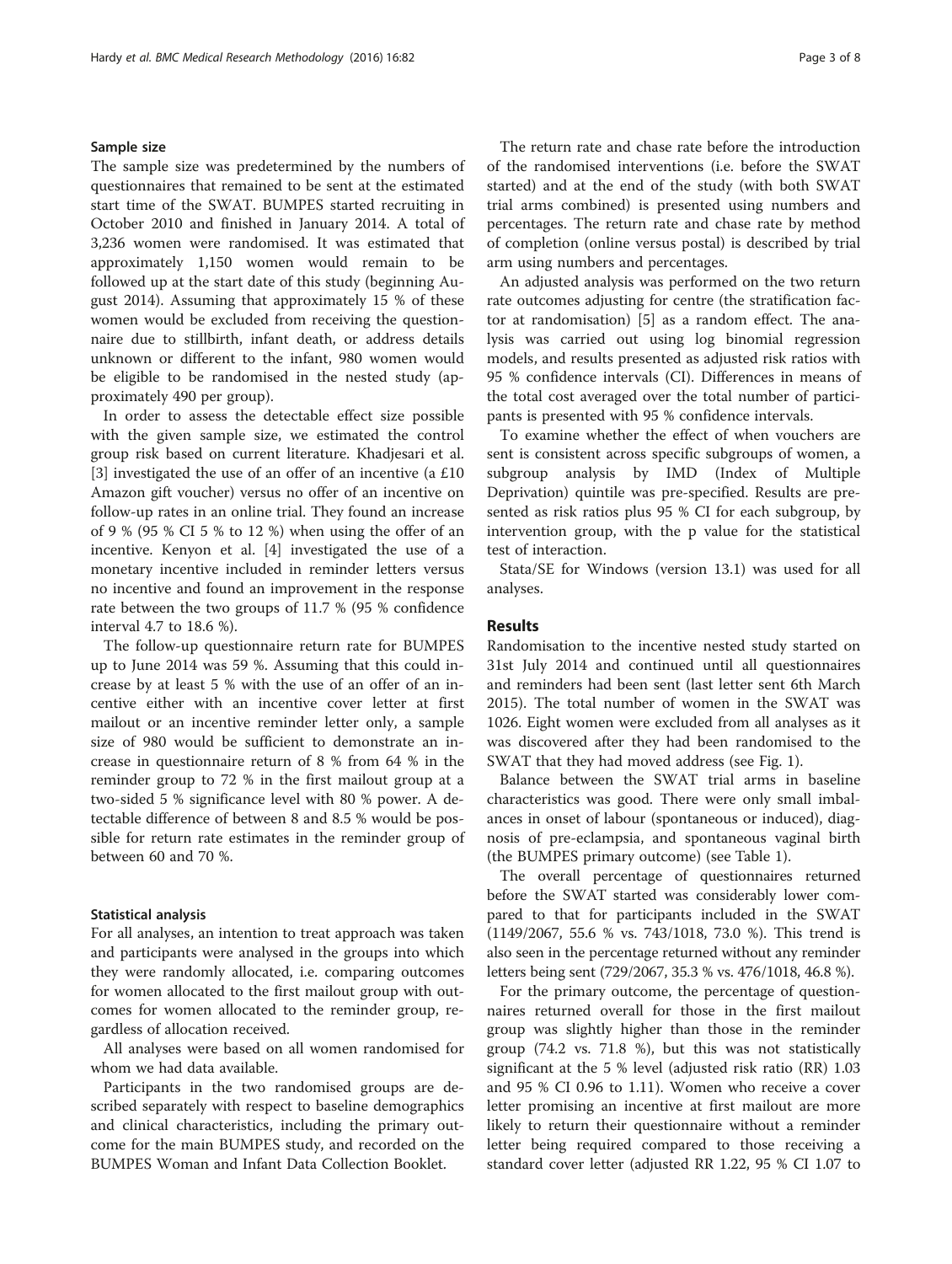### Sample size

The sample size was predetermined by the numbers of questionnaires that remained to be sent at the estimated start time of the SWAT. BUMPES started recruiting in October 2010 and finished in January 2014. A total of 3,236 women were randomised. It was estimated that approximately 1,150 women would remain to be followed up at the start date of this study (beginning August 2014). Assuming that approximately 15 % of these women would be excluded from receiving the questionnaire due to stillbirth, infant death, or address details unknown or different to the infant, 980 women would be eligible to be randomised in the nested study (approximately 490 per group).

In order to assess the detectable effect size possible with the given sample size, we estimated the control group risk based on current literature. Khadjesari et al. [3] investigated the use of an offer of an incentive (a £10 Amazon gift voucher) versus no offer of an incentive on follow-up rates in an online trial. They found an increase of 9 % (95 % CI 5 % to 12 %) when using the offer of an incentive. Kenyon et al. [4] investigated the use of a monetary incentive included in reminder letters versus no incentive and found an improvement in the response rate between the two groups of 11.7 % (95 % confidence interval 4.7 to 18.6 %).

The follow-up questionnaire return rate for BUMPES up to June 2014 was 59 %. Assuming that this could increase by at least 5 % with the use of an offer of an incentive either with an incentive cover letter at first mailout or an incentive reminder letter only, a sample size of 980 would be sufficient to demonstrate an increase in questionnaire return of 8 % from 64 % in the reminder group to 72 % in the first mailout group at a two-sided 5 % significance level with 80 % power. A detectable difference of between 8 and 8.5 % would be possible for return rate estimates in the reminder group of between 60 and 70 %.

### Statistical analysis

For all analyses, an intention to treat approach was taken and participants were analysed in the groups into which they were randomly allocated, i.e. comparing outcomes for women allocated to the first mailout group with outcomes for women allocated to the reminder group, regardless of allocation received.

All analyses were based on all women randomised for whom we had data available.

Participants in the two randomised groups are described separately with respect to baseline demographics and clinical characteristics, including the primary outcome for the main BUMPES study, and recorded on the BUMPES Woman and Infant Data Collection Booklet.

The return rate and chase rate before the introduction of the randomised interventions (i.e. before the SWAT started) and at the end of the study (with both SWAT trial arms combined) is presented using numbers and percentages. The return rate and chase rate by method of completion (online versus postal) is described by trial arm using numbers and percentages.

An adjusted analysis was performed on the two return rate outcomes adjusting for centre (the stratification factor at randomisation) [5] as a random effect. The analysis was carried out using log binomial regression models, and results presented as adjusted risk ratios with 95 % confidence intervals (CI). Differences in means of the total cost averaged over the total number of participants is presented with 95 % confidence intervals.

To examine whether the effect of when vouchers are sent is consistent across specific subgroups of women, a subgroup analysis by IMD (Index of Multiple Deprivation) quintile was pre-specified. Results are presented as risk ratios plus 95 % CI for each subgroup, by intervention group, with the p value for the statistical test of interaction.

Stata/SE for Windows (version 13.1) was used for all analyses.

## Results

Randomisation to the incentive nested study started on 31st July 2014 and continued until all questionnaires and reminders had been sent (last letter sent 6th March 2015). The total number of women in the SWAT was 1026. Eight women were excluded from all analyses as it was discovered after they had been randomised to the SWAT that they had moved address (see Fig. 1).

Balance between the SWAT trial arms in baseline characteristics was good. There were only small imbalances in onset of labour (spontaneous or induced), diagnosis of pre-eclampsia, and spontaneous vaginal birth (the BUMPES primary outcome) (see Table 1).

The overall percentage of questionnaires returned before the SWAT started was considerably lower compared to that for participants included in the SWAT (1149/2067, 55.6 % vs. 743/1018, 73.0 %). This trend is also seen in the percentage returned without any reminder letters being sent (729/2067, 35.3 % vs. 476/1018, 46.8 %).

For the primary outcome, the percentage of questionnaires returned overall for those in the first mailout group was slightly higher than those in the reminder group (74.2 vs. 71.8 %), but this was not statistically significant at the 5 % level (adjusted risk ratio (RR) 1.03 and 95 % CI 0.96 to 1.11). Women who receive a cover letter promising an incentive at first mailout are more likely to return their questionnaire without a reminder letter being required compared to those receiving a standard cover letter (adjusted RR 1.22, 95 % CI 1.07 to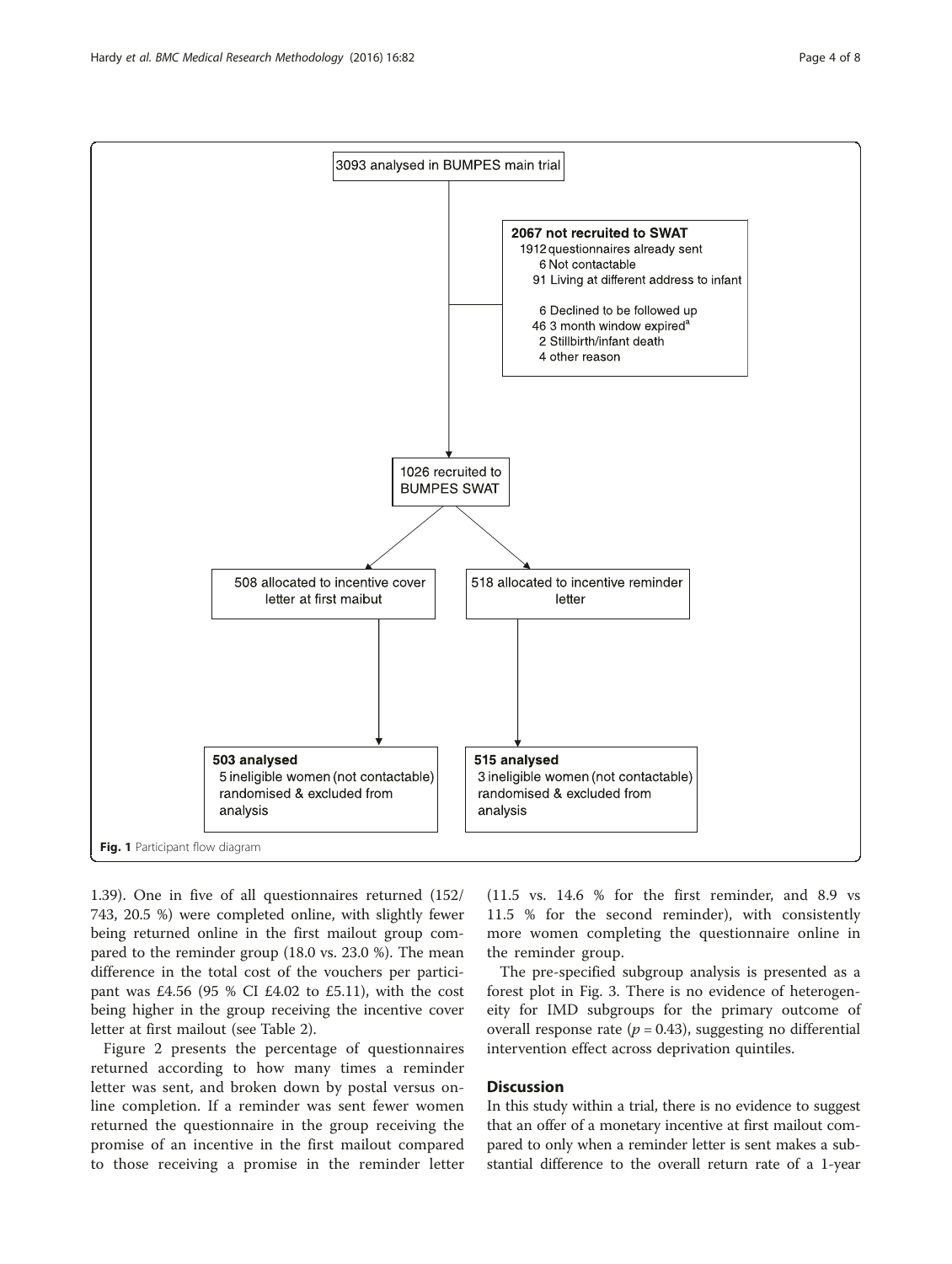3093 analysed in BUMPES main trial

**2067 not recruited to SWAT**
1912 questionnaires already sent
6 Not contactable
91 Living at different address to infant

6 Declined to be followed up
46 3 month window expired[a]
2 Stillbirth/infant death
4 other reason

1026 recruited to BUMPES SWAT

508 allocated to incentive cover letter at first maibut

518 allocated to incentive reminder letter

**503 analysed**
5 ineligible women (not contactable) randomised & excluded from analysis

**515 analysed**
3 ineligible women (not contactable) randomised & excluded from analysis

**Fig. 1** Participant flow diagram

1.39). One in five of all questionnaires returned (152/743, 20.5 %) were completed online, with slightly fewer being returned online in the first mailout group compared to the reminder group (18.0 vs. 23.0 %). The mean difference in the total cost of the vouchers per participant was £4.56 (95 % CI £4.02 to £5.11), with the cost being higher in the group receiving the incentive cover letter at first mailout (see Table 2).

Figure 2 presents the percentage of questionnaires returned according to how many times a reminder letter was sent, and broken down by postal versus online completion. If a reminder was sent fewer women returned the questionnaire in the group receiving the promise of an incentive in the first mailout compared to those receiving a promise in the reminder letter (11.5 vs. 14.6 % for the first reminder, and 8.9 vs 11.5 % for the second reminder), with consistently more women completing the questionnaire online in the reminder group.

The pre-specified subgroup analysis is presented as a forest plot in Fig. 3. There is no evidence of heterogeneity for IMD subgroups for the primary outcome of overall response rate ($p = 0.43$), suggesting no differential intervention effect across deprivation quintiles.

## Discussion

In this study within a trial, there is no evidence to suggest that an offer of a monetary incentive at first mailout compared to only when a reminder letter is sent makes a substantial difference to the overall return rate of a 1-year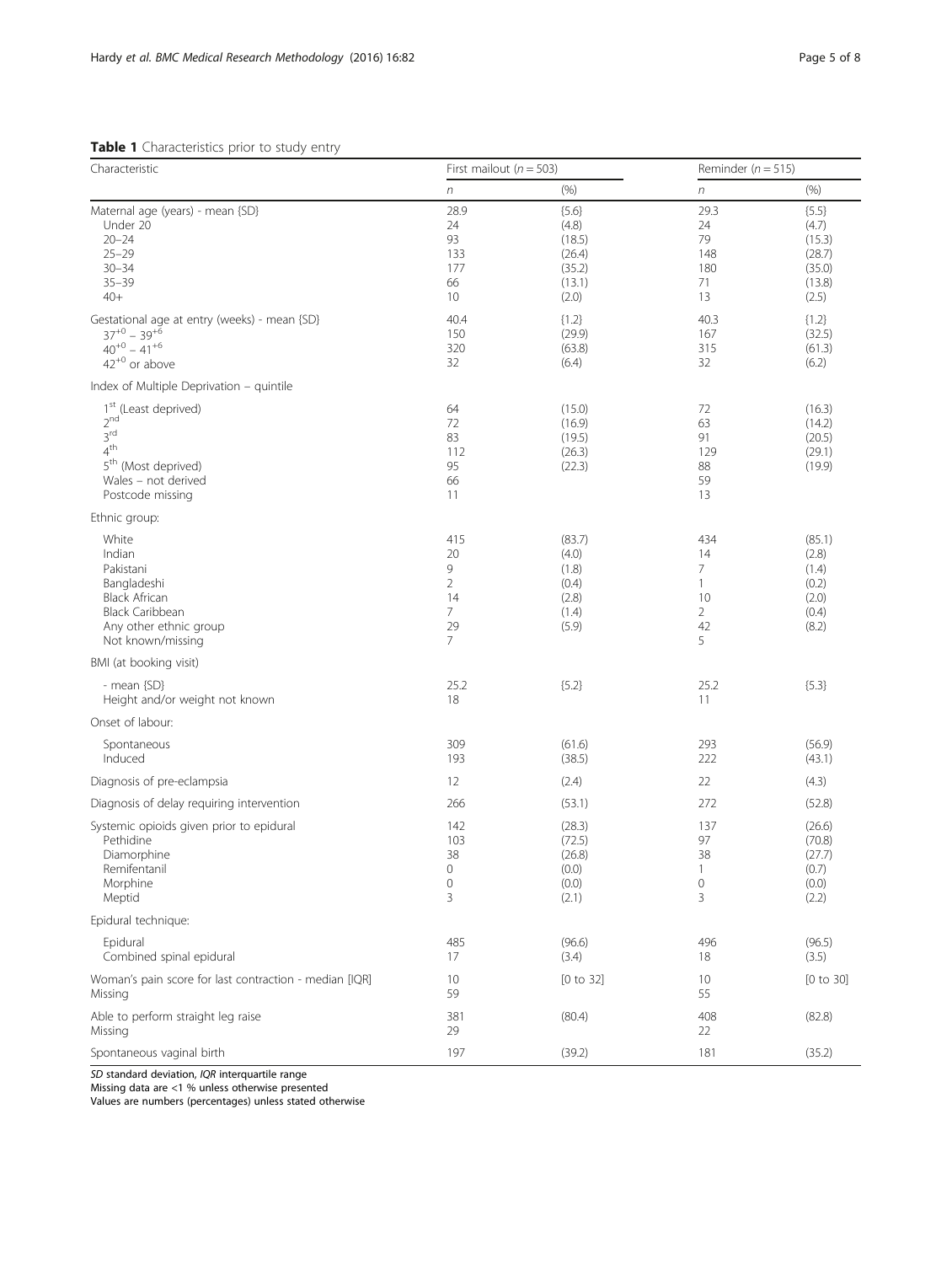**Table 1** Characteristics prior to study entry

| Characteristic | First mailout ($n = 503$) | | Reminder ($n = 515$) | |
|---|---|---|---|---|
| | *n* | (%) | *n* | (%) |
| Maternal age (years) - mean {SD} | 28.9 | {5.6} | 29.3 | {5.5} |
| Under 20 | 24 | (4.8) | 24 | (4.7) |
| 20–24 | 93 | (18.5) | 79 | (15.3) |
| 25–29 | 133 | (26.4) | 148 | (28.7) |
| 30–34 | 177 | (35.2) | 180 | (35.0) |
| 35–39 | 66 | (13.1) | 71 | (13.8) |
| 40+ | 10 | (2.0) | 13 | (2.5) |
| Gestational age at entry (weeks) - mean {SD} | 40.4 | {1.2} | 40.3 | {1.2} |
| $37^{+0} - 39^{+6}$ | 150 | (29.9) | 167 | (32.5) |
| $40^{+0} - 41^{+6}$ | 320 | (63.8) | 315 | (61.3) |
| $42^{+0}$ or above | 32 | (6.4) | 32 | (6.2) |
| Index of Multiple Deprivation – quintile | | | | |
| 1st (Least deprived) | 64 | (15.0) | 72 | (16.3) |
| 2nd | 72 | (16.9) | 63 | (14.2) |
| 3rd | 83 | (19.5) | 91 | (20.5) |
| 4th | 112 | (26.3) | 129 | (29.1) |
| 5th (Most deprived) | 95 | (22.3) | 88 | (19.9) |
| Wales – not derived | 66 | | 59 | |
| Postcode missing | 11 | | 13 | |
| Ethnic group: | | | | |
| White | 415 | (83.7) | 434 | (85.1) |
| Indian | 20 | (4.0) | 14 | (2.8) |
| Pakistani | 9 | (1.8) | 7 | (1.4) |
| Bangladeshi | 2 | (0.4) | 1 | (0.2) |
| Black African | 14 | (2.8) | 10 | (2.0) |
| Black Caribbean | 7 | (1.4) | 2 | (0.4) |
| Any other ethnic group | 29 | (5.9) | 42 | (8.2) |
| Not known/missing | 7 | | 5 | |
| BMI (at booking visit) | | | | |
| - mean {SD} | 25.2 | {5.2} | 25.2 | {5.3} |
| Height and/or weight not known | 18 | | 11 | |
| Onset of labour: | | | | |
| Spontaneous | 309 | (61.6) | 293 | (56.9) |
| Induced | 193 | (38.5) | 222 | (43.1) |
| Diagnosis of pre-eclampsia | 12 | (2.4) | 22 | (4.3) |
| Diagnosis of delay requiring intervention | 266 | (53.1) | 272 | (52.8) |
| Systemic opioids given prior to epidural | 142 | (28.3) | 137 | (26.6) |
| Pethidine | 103 | (72.5) | 97 | (70.8) |
| Diamorphine | 38 | (26.8) | 38 | (27.7) |
| Remifentanil | 0 | (0.0) | 1 | (0.7) |
| Morphine | 0 | (0.0) | 0 | (0.0) |
| Meptid | 3 | (2.1) | 3 | (2.2) |
| Epidural technique: | | | | |
| Epidural | 485 | (96.6) | 496 | (96.5) |
| Combined spinal epidural | 17 | (3.4) | 18 | (3.5) |
| Woman's pain score for last contraction - median [IQR] | 10 | [0 to 32] | 10 | [0 to 30] |
| Missing | 59 | | 55 | |
| Able to perform straight leg raise | 381 | (80.4) | 408 | (82.8) |
| Missing | 29 | | 22 | |
| Spontaneous vaginal birth | 197 | (39.2) | 181 | (35.2) |

*SD* standard deviation, *IQR* interquartile range
Missing data are <1 % unless otherwise presented
Values are numbers (percentages) unless stated otherwise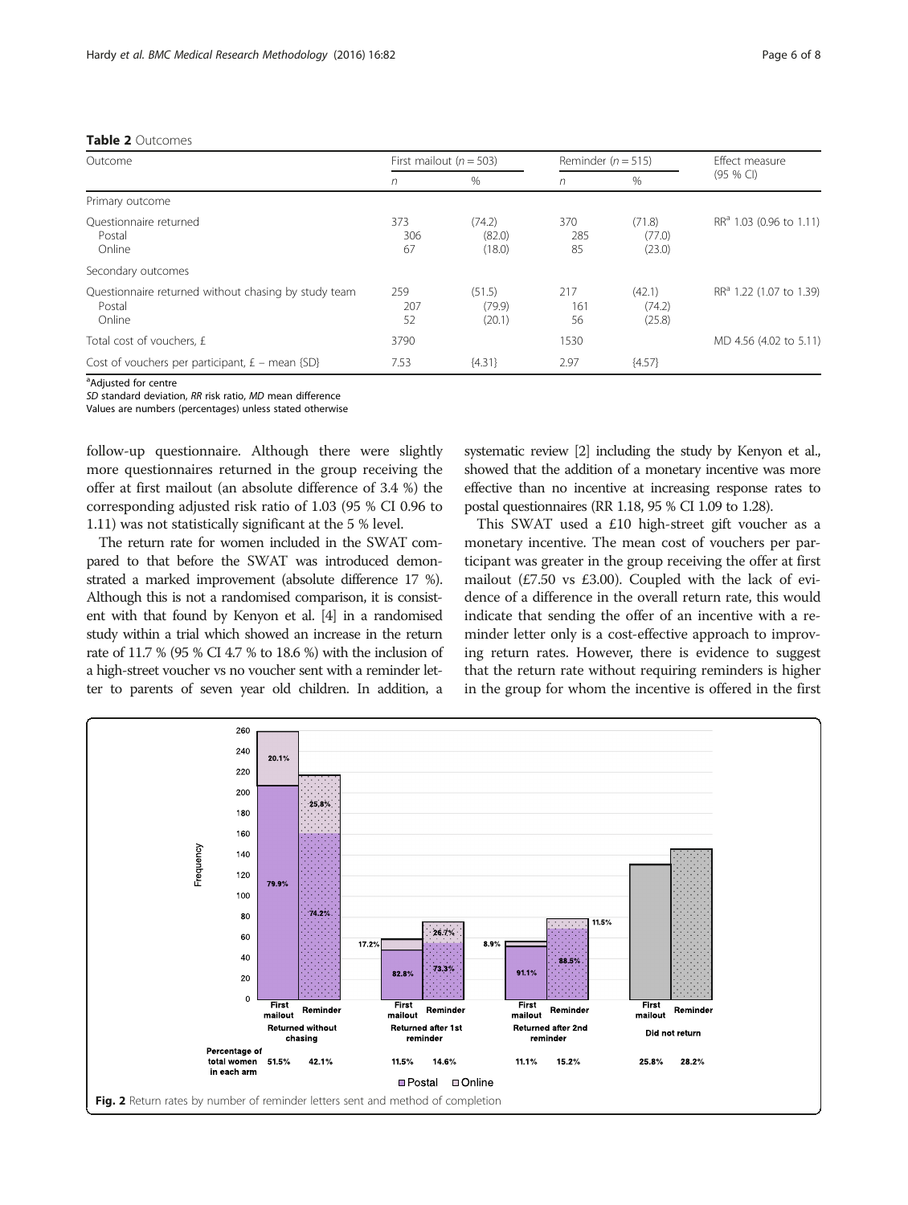**Table 2** Outcomes

| Outcome | First mailout (*n* = 503) | | Reminder (*n* = 515) | | Effect measure (95 % CI) |
|---|---|---|---|---|---|
| | *n* | % | *n* | % | |
| Primary outcome | | | | | |
| Questionnaire returned | 373 | (74.2) | 370 | (71.8) | RR[a] 1.03 (0.96 to 1.11) |
| Postal | 306 | (82.0) | 285 | (77.0) | |
| Online | 67 | (18.0) | 85 | (23.0) | |
| Secondary outcomes | | | | | |
| Questionnaire returned without chasing by study team | 259 | (51.5) | 217 | (42.1) | RR[a] 1.22 (1.07 to 1.39) |
| Postal | 207 | (79.9) | 161 | (74.2) | |
| Online | 52 | (20.1) | 56 | (25.8) | |
| Total cost of vouchers, £ | 3790 | | 1530 | | MD 4.56 (4.02 to 5.11) |
| Cost of vouchers per participant, £ – mean {SD} | 7.53 | {4.31} | 2.97 | {4.57} | |

[a]Adjusted for centre
*SD* standard deviation, *RR* risk ratio, *MD* mean difference
Values are numbers (percentages) unless stated otherwise

follow-up questionnaire. Although there were slightly more questionnaires returned in the group receiving the offer at first mailout (an absolute difference of 3.4 %) the corresponding adjusted risk ratio of 1.03 (95 % CI 0.96 to 1.11) was not statistically significant at the 5 % level.

The return rate for women included in the SWAT compared to that before the SWAT was introduced demonstrated a marked improvement (absolute difference 17 %). Although this is not a randomised comparison, it is consistent with that found by Kenyon et al. [4] in a randomised study within a trial which showed an increase in the return rate of 11.7 % (95 % CI 4.7 % to 18.6 %) with the inclusion of a high-street voucher vs no voucher sent with a reminder letter to parents of seven year old children. In addition, a systematic review [2] including the study by Kenyon et al., showed that the addition of a monetary incentive was more effective than no incentive at increasing response rates to postal questionnaires (RR 1.18, 95 % CI 1.09 to 1.28).

This SWAT used a £10 high-street gift voucher as a monetary incentive. The mean cost of vouchers per participant was greater in the group receiving the offer at first mailout (£7.50 vs £3.00). Coupled with the lack of evidence of a difference in the overall return rate, this would indicate that sending the offer of an incentive with a reminder letter only is a cost-effective approach to improving return rates. However, there is evidence to suggest that the return rate without requiring reminders is higher in the group for whom the incentive is offered in the first

**Fig. 2** Return rates by number of reminder letters sent and method of completion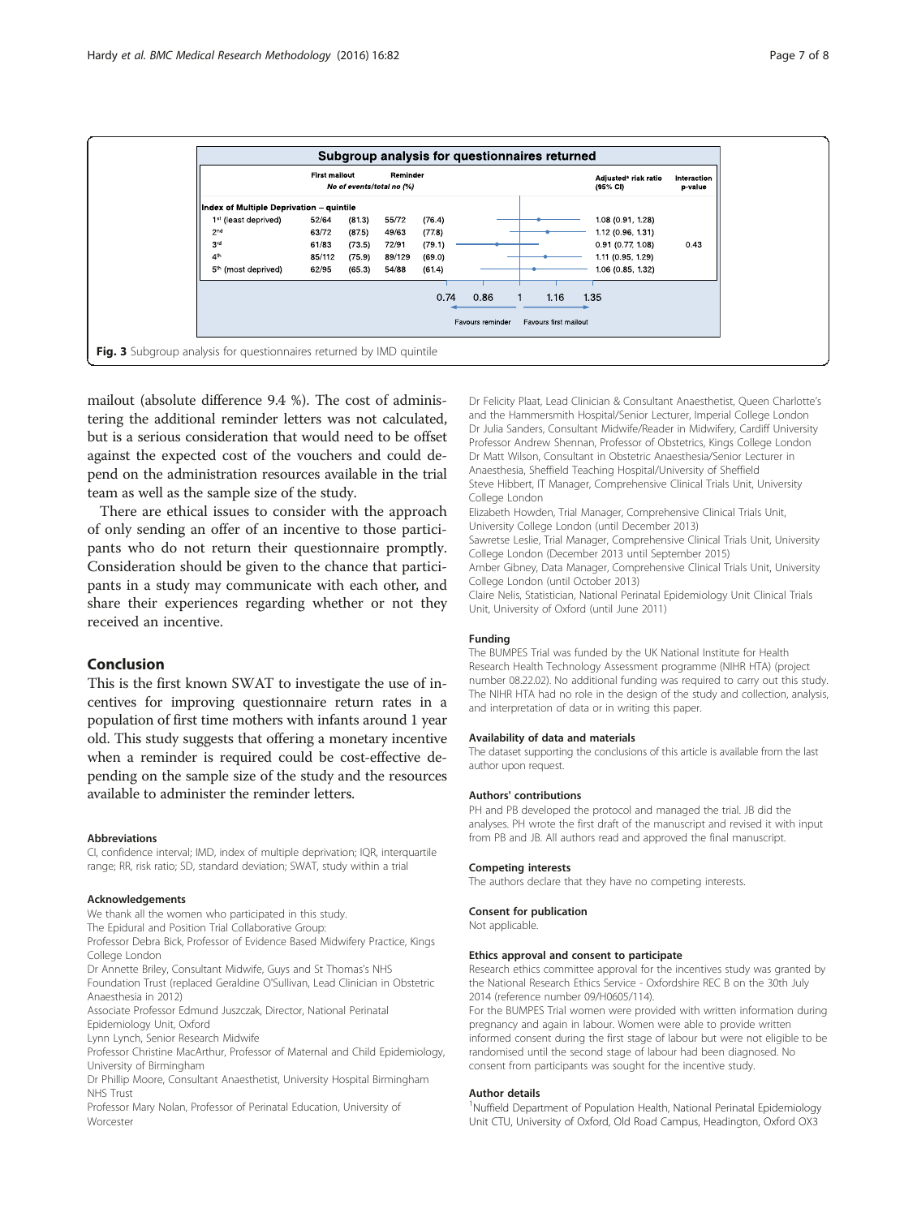**Subgroup analysis for questionnaires returned**

| | First mailout | | Reminder | | Adjusted[a] risk ratio (95% CI) | Interaction p-value |
|---|---|---|---|---|---|---|
| | *No of events/total no (%)* | | | | | |
| **Index of Multiple Deprivation – quintile** | | | | | | |
| 1st (least deprived) | 52/64 | (81.3) | 55/72 | (76.4) | 1.08 (0.91, 1.28) | |
| 2nd | 63/72 | (87.5) | 49/63 | (77.8) | 1.12 (0.96, 1.31) | |
| 3rd | 61/83 | (73.5) | 72/91 | (79.1) | 0.91 (0.77, 1.08) | 0.43 |
| 4th | 85/112 | (75.9) | 89/129 | (69.0) | 1.11 (0.95, 1.29) | |
| 5th (most deprived) | 62/95 | (65.3) | 54/88 | (61.4) | 1.06 (0.85, 1.32) | |

Axis: 0.74, 0.86, 1, 1.16, 1.35 — Favours reminder / Favours first mailout

**Fig. 3** Subgroup analysis for questionnaires returned by IMD quintile

mailout (absolute difference 9.4 %). The cost of administering the additional reminder letters was not calculated, but is a serious consideration that would need to be offset against the expected cost of the vouchers and could depend on the administration resources available in the trial team as well as the sample size of the study.

There are ethical issues to consider with the approach of only sending an offer of an incentive to those participants who do not return their questionnaire promptly. Consideration should be given to the chance that participants in a study may communicate with each other, and share their experiences regarding whether or not they received an incentive.

## Conclusion

This is the first known SWAT to investigate the use of incentives for improving questionnaire return rates in a population of first time mothers with infants around 1 year old. This study suggests that offering a monetary incentive when a reminder is required could be cost-effective depending on the sample size of the study and the resources available to administer the reminder letters.

#### Abbreviations

CI, confidence interval; IMD, index of multiple deprivation; IQR, interquartile range; RR, risk ratio; SD, standard deviation; SWAT, study within a trial

#### Acknowledgements

We thank all the women who participated in this study.
The Epidural and Position Trial Collaborative Group:
Professor Debra Bick, Professor of Evidence Based Midwifery Practice, Kings College London
Dr Annette Briley, Consultant Midwife, Guys and St Thomas's NHS Foundation Trust (replaced Geraldine O'Sullivan, Lead Clinician in Obstetric Anaesthesia in 2012)
Associate Professor Edmund Juszczak, Director, National Perinatal Epidemiology Unit, Oxford
Lynn Lynch, Senior Research Midwife
Professor Christine MacArthur, Professor of Maternal and Child Epidemiology, University of Birmingham
Dr Phillip Moore, Consultant Anaesthetist, University Hospital Birmingham NHS Trust
Professor Mary Nolan, Professor of Perinatal Education, University of Worcester
Dr Felicity Plaat, Lead Clinician & Consultant Anaesthetist, Queen Charlotte's and the Hammersmith Hospital/Senior Lecturer, Imperial College London
Dr Julia Sanders, Consultant Midwife/Reader in Midwifery, Cardiff University
Professor Andrew Shennan, Professor of Obstetrics, Kings College London
Dr Matt Wilson, Consultant in Obstetric Anaesthesia/Senior Lecturer in Anaesthesia, Sheffield Teaching Hospital/University of Sheffield
Steve Hibbert, IT Manager, Comprehensive Clinical Trials Unit, University College London
Elizabeth Howden, Trial Manager, Comprehensive Clinical Trials Unit, University College London (until December 2013)
Sawretse Leslie, Trial Manager, Comprehensive Clinical Trials Unit, University College London (December 2013 until September 2015)
Amber Gibney, Data Manager, Comprehensive Clinical Trials Unit, University College London (until October 2013)
Claire Nelis, Statistician, National Perinatal Epidemiology Unit Clinical Trials Unit, University of Oxford (until June 2011)

#### Funding

The BUMPES Trial was funded by the UK National Institute for Health Research Health Technology Assessment programme (NIHR HTA) (project number 08.22.02). No additional funding was required to carry out this study. The NIHR HTA had no role in the design of the study and collection, analysis, and interpretation of data or in writing this paper.

#### Availability of data and materials

The dataset supporting the conclusions of this article is available from the last author upon request.

#### Authors' contributions

PH and PB developed the protocol and managed the trial. JB did the analyses. PH wrote the first draft of the manuscript and revised it with input from PB and JB. All authors read and approved the final manuscript.

#### Competing interests

The authors declare that they have no competing interests.

#### Consent for publication

Not applicable.

#### Ethics approval and consent to participate

Research ethics committee approval for the incentives study was granted by the National Research Ethics Service - Oxfordshire REC B on the 30th July 2014 (reference number 09/H0605/114).
For the BUMPES Trial women were provided with written information during pregnancy and again in labour. Women were able to provide written informed consent during the first stage of labour but were not eligible to be randomised until the second stage of labour had been diagnosed. No consent from participants was sought for the incentive study.

#### Author details

[1]Nuffield Department of Population Health, National Perinatal Epidemiology Unit CTU, University of Oxford, Old Road Campus, Headington, Oxford OX3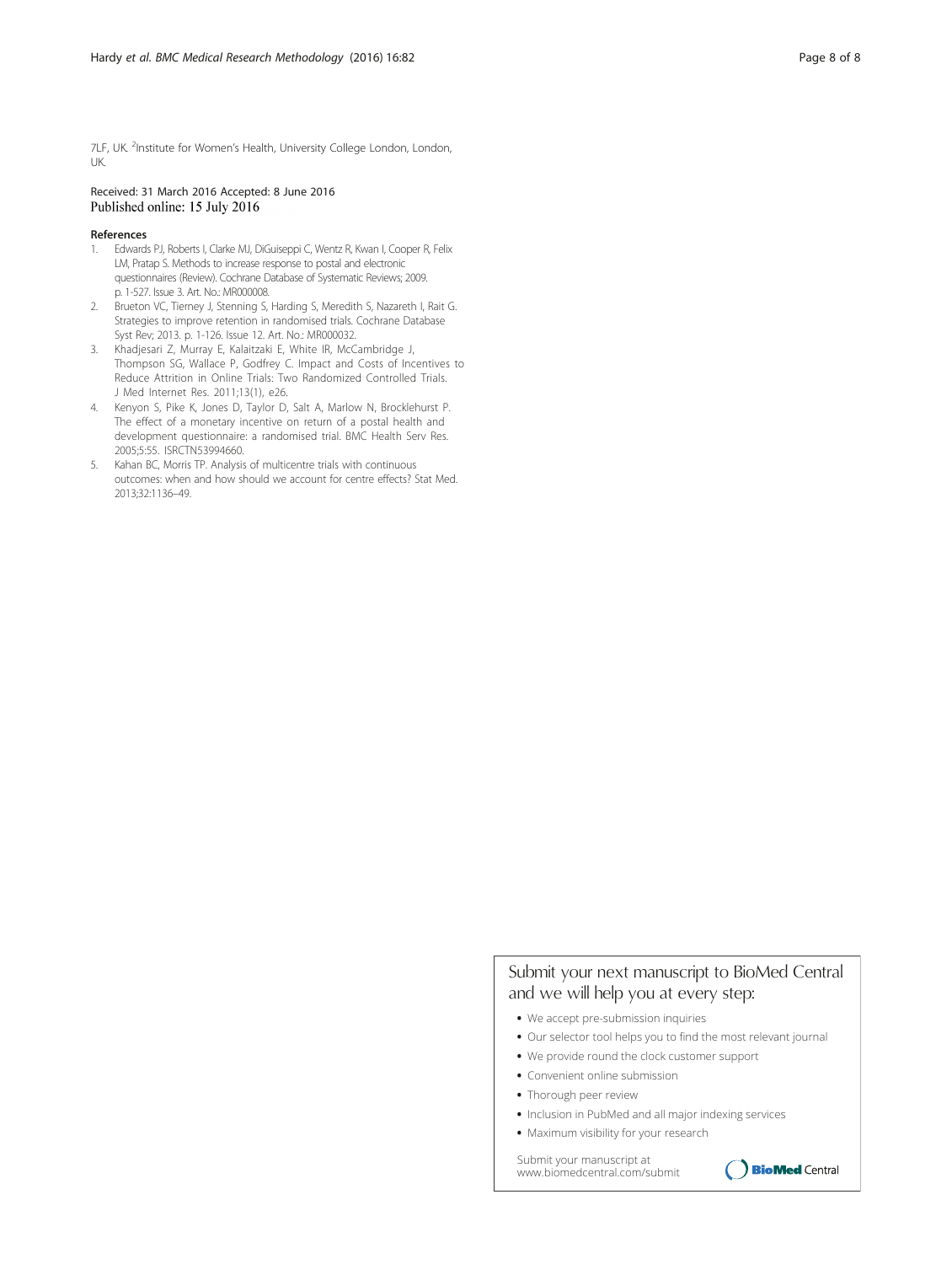7LF, UK. [2]Institute for Women's Health, University College London, London, UK.

Received: 31 March 2016 Accepted: 8 June 2016
Published online: 15 July 2016

## References

1. Edwards PJ, Roberts I, Clarke MJ, DiGuiseppi C, Wentz R, Kwan I, Cooper R, Felix LM, Pratap S. Methods to increase response to postal and electronic questionnaires (Review). Cochrane Database of Systematic Reviews; 2009. p. 1-527. Issue 3. Art. No.: MR000008.
2. Brueton VC, Tierney J, Stenning S, Harding S, Meredith S, Nazareth I, Rait G. Strategies to improve retention in randomised trials. Cochrane Database Syst Rev; 2013. p. 1-126. Issue 12. Art. No.: MR000032.
3. Khadjesari Z, Murray E, Kalaitzaki E, White IR, McCambridge J, Thompson SG, Wallace P, Godfrey C. Impact and Costs of Incentives to Reduce Attrition in Online Trials: Two Randomized Controlled Trials. J Med Internet Res. 2011;13(1), e26.
4. Kenyon S, Pike K, Jones D, Taylor D, Salt A, Marlow N, Brocklehurst P. The effect of a monetary incentive on return of a postal health and development questionnaire: a randomised trial. BMC Health Serv Res. 2005;5:55. ISRCTN53994660.
5. Kahan BC, Morris TP. Analysis of multicentre trials with continuous outcomes: when and how should we account for centre effects? Stat Med. 2013;32:1136–49.

Submit your next manuscript to BioMed Central and we will help you at every step:

- We accept pre-submission inquiries
- Our selector tool helps you to find the most relevant journal
- We provide round the clock customer support
- Convenient online submission
- Thorough peer review
- Inclusion in PubMed and all major indexing services
- Maximum visibility for your research

Submit your manuscript at
www.biomedcentral.com/submit

BioMed Central